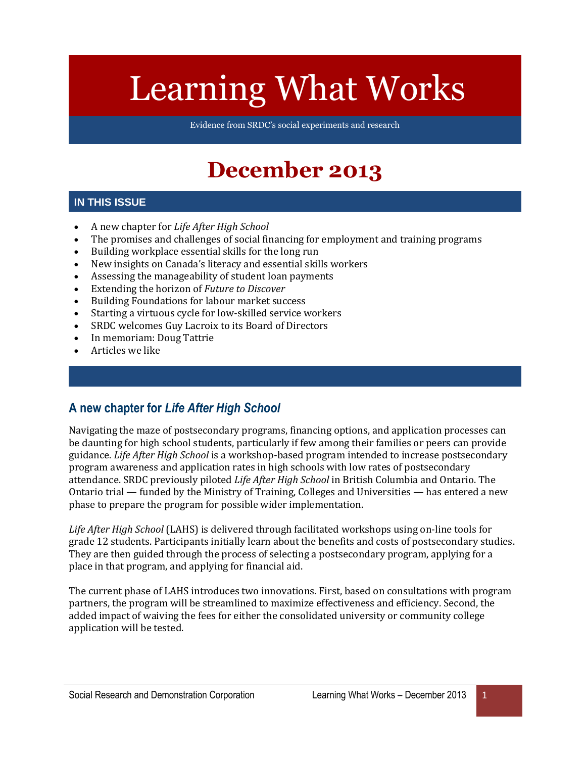# Learning What Works

Evidence from SRDC's social experiments and research

# December 2013

## IN THIS ISSUE

- A new chapter for *Life After High School*
- The promises and challenges of social financing for employment and training programs
- Building workplace essential skills for the long run
- New insights on Canada's literacy and essential skills workers
- Assessing the manageability of student loan payments
- Extending the horizon of *Future to Discover*
- Building Foundations for labour market success
- Starting a virtuous cycle for low-skilled service workers
- SRDC welcomes Guy Lacroix to its Board of Directors
- In memoriam: Doug Tattrie
- Articles we like

## A new chapter for *Life After High School*

Navigating the maze of postsecondary programs, financing options, and application processes can be daunting for high school students, particularly if few among their families or peers can provide guidance. *Life After High School* is a workshop-based program intended to increase postsecondary program awareness and application rates in high schools with low rates of postsecondary attendance. SRDC previously piloted *Life After High School* in British Columbia and Ontario. The Ontario trial — funded by the Ministry of Training, Colleges and Universities — has entered a new phase to prepare the program for possible wider implementation.

*Life After High School* (LAHS) is delivered through facilitated workshops using on-line tools for grade 12 students. Participants initially learn about the benefits and costs of postsecondary studies. They are then guided through the process of selecting a postsecondary program, applying for a place in that program, and applying for financial aid.

The current phase of LAHS introduces two innovations. First, based on consultations with program partners, the program will be streamlined to maximize effectiveness and efficiency. Second, the added impact of waiving the fees for either the consolidated university or community college application will be tested.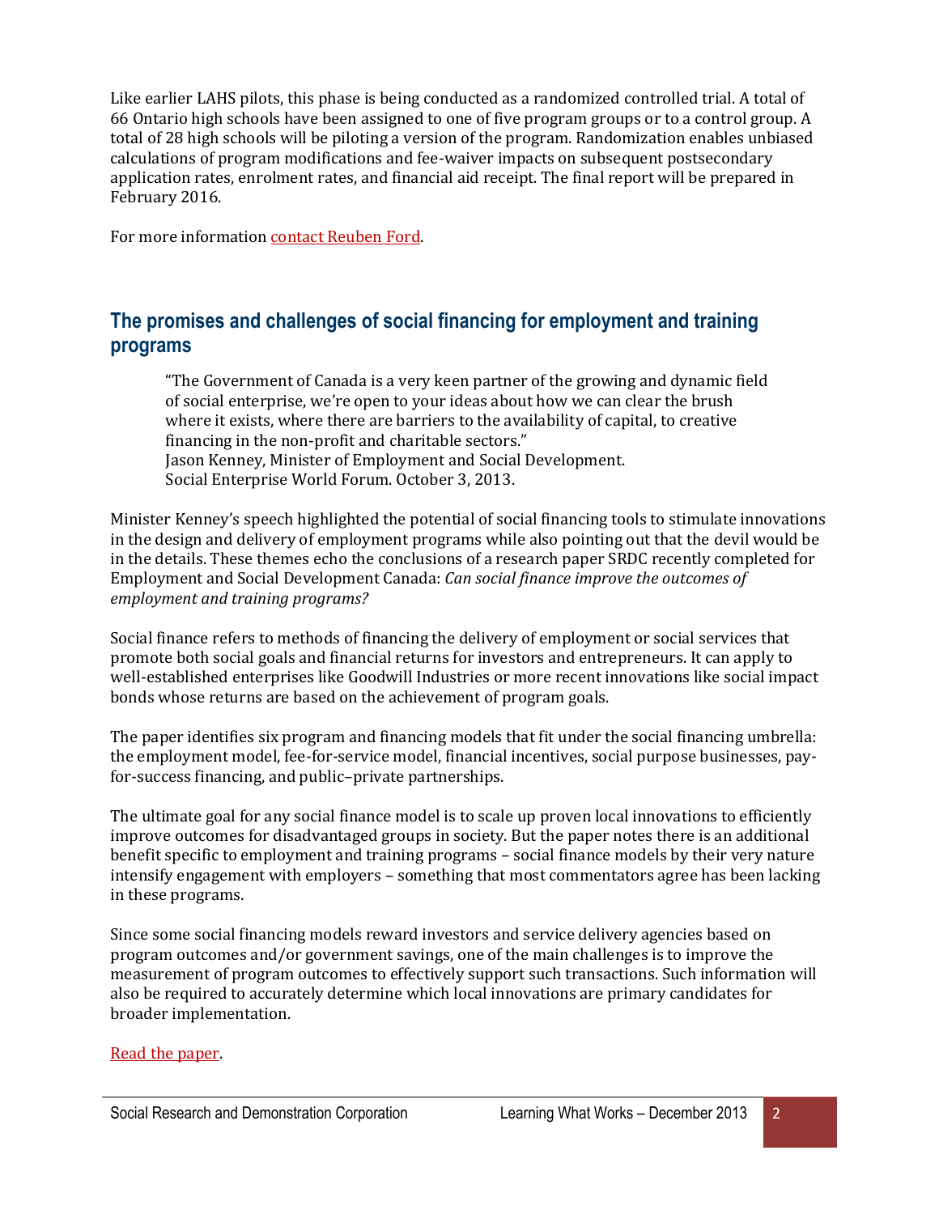Like earlier LAHS pilots, this phase is being conducted as a randomized controlled trial. A total of 66 Ontario high schools have been assigned to one of five program groups or to a control group. A total of 28 high schools will be piloting a version of the program. Randomization enables unbiased calculations of program modifications and fee-waiver impacts on subsequent postsecondary application rates, enrolment rates, and financial aid receipt. The final report will be prepared in February 2016.

For more information contact Reuben Ford.

## The promises and challenges of social financing for employment and training programs

> "The Government of Canada is a very keen partner of the growing and dynamic field of social enterprise, we're open to your ideas about how we can clear the brush where it exists, where there are barriers to the availability of capital, to creative financing in the non-profit and charitable sectors."
> Jason Kenney, Minister of Employment and Social Development.
> Social Enterprise World Forum. October 3, 2013.

Minister Kenney's speech highlighted the potential of social financing tools to stimulate innovations in the design and delivery of employment programs while also pointing out that the devil would be in the details. These themes echo the conclusions of a research paper SRDC recently completed for Employment and Social Development Canada: *Can social finance improve the outcomes of employment and training programs?*

Social finance refers to methods of financing the delivery of employment or social services that promote both social goals and financial returns for investors and entrepreneurs. It can apply to well-established enterprises like Goodwill Industries or more recent innovations like social impact bonds whose returns are based on the achievement of program goals.

The paper identifies six program and financing models that fit under the social financing umbrella: the employment model, fee-for-service model, financial incentives, social purpose businesses, pay-for-success financing, and public–private partnerships.

The ultimate goal for any social finance model is to scale up proven local innovations to efficiently improve outcomes for disadvantaged groups in society. But the paper notes there is an additional benefit specific to employment and training programs – social finance models by their very nature intensify engagement with employers – something that most commentators agree has been lacking in these programs.

Since some social financing models reward investors and service delivery agencies based on program outcomes and/or government savings, one of the main challenges is to improve the measurement of program outcomes to effectively support such transactions. Such information will also be required to accurately determine which local innovations are primary candidates for broader implementation.

Read the paper.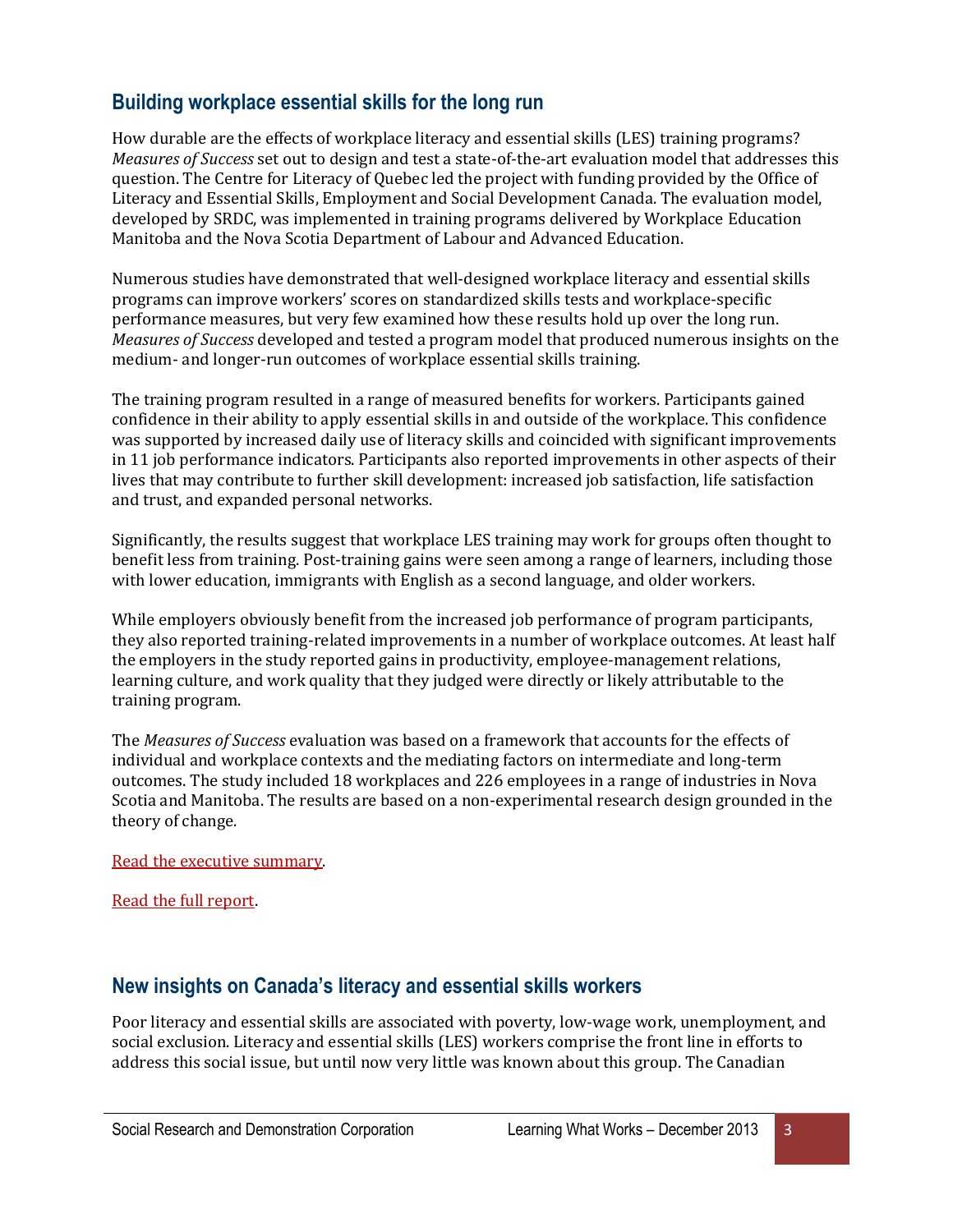## Building workplace essential skills for the long run

How durable are the effects of workplace literacy and essential skills (LES) training programs? *Measures of Success* set out to design and test a state-of-the-art evaluation model that addresses this question. The Centre for Literacy of Quebec led the project with funding provided by the Office of Literacy and Essential Skills, Employment and Social Development Canada. The evaluation model, developed by SRDC, was implemented in training programs delivered by Workplace Education Manitoba and the Nova Scotia Department of Labour and Advanced Education.

Numerous studies have demonstrated that well-designed workplace literacy and essential skills programs can improve workers' scores on standardized skills tests and workplace-specific performance measures, but very few examined how these results hold up over the long run. *Measures of Success* developed and tested a program model that produced numerous insights on the medium- and longer-run outcomes of workplace essential skills training.

The training program resulted in a range of measured benefits for workers. Participants gained confidence in their ability to apply essential skills in and outside of the workplace. This confidence was supported by increased daily use of literacy skills and coincided with significant improvements in 11 job performance indicators. Participants also reported improvements in other aspects of their lives that may contribute to further skill development: increased job satisfaction, life satisfaction and trust, and expanded personal networks.

Significantly, the results suggest that workplace LES training may work for groups often thought to benefit less from training. Post-training gains were seen among a range of learners, including those with lower education, immigrants with English as a second language, and older workers.

While employers obviously benefit from the increased job performance of program participants, they also reported training-related improvements in a number of workplace outcomes. At least half the employers in the study reported gains in productivity, employee-management relations, learning culture, and work quality that they judged were directly or likely attributable to the training program.

The *Measures of Success* evaluation was based on a framework that accounts for the effects of individual and workplace contexts and the mediating factors on intermediate and long-term outcomes. The study included 18 workplaces and 226 employees in a range of industries in Nova Scotia and Manitoba. The results are based on a non-experimental research design grounded in the theory of change.

Read the executive summary.

Read the full report.

## New insights on Canada's literacy and essential skills workers

Poor literacy and essential skills are associated with poverty, low-wage work, unemployment, and social exclusion. Literacy and essential skills (LES) workers comprise the front line in efforts to address this social issue, but until now very little was known about this group. The Canadian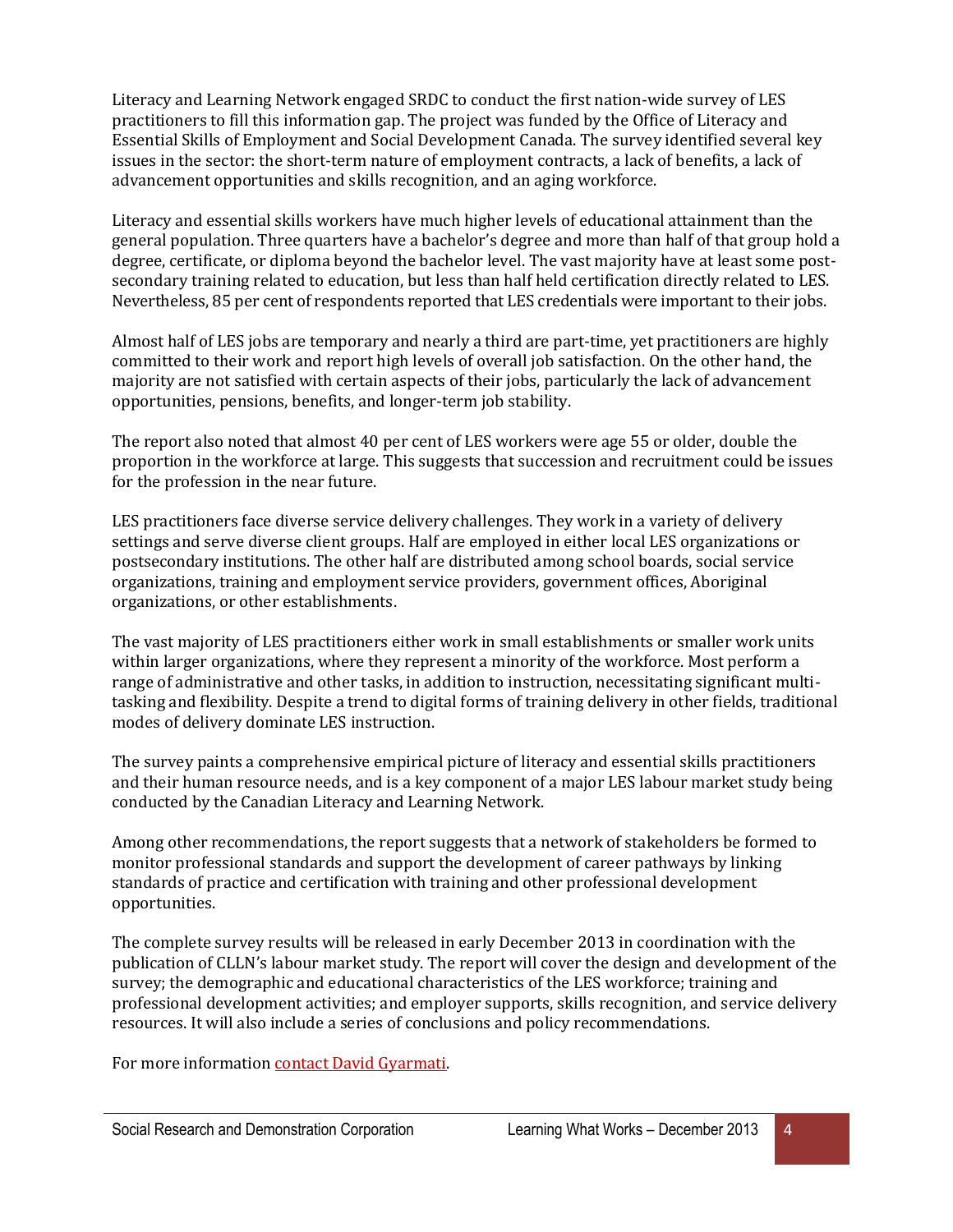Literacy and Learning Network engaged SRDC to conduct the first nation-wide survey of LES practitioners to fill this information gap. The project was funded by the Office of Literacy and Essential Skills of Employment and Social Development Canada. The survey identified several key issues in the sector: the short-term nature of employment contracts, a lack of benefits, a lack of advancement opportunities and skills recognition, and an aging workforce.

Literacy and essential skills workers have much higher levels of educational attainment than the general population. Three quarters have a bachelor's degree and more than half of that group hold a degree, certificate, or diploma beyond the bachelor level. The vast majority have at least some post-secondary training related to education, but less than half held certification directly related to LES. Nevertheless, 85 per cent of respondents reported that LES credentials were important to their jobs.

Almost half of LES jobs are temporary and nearly a third are part-time, yet practitioners are highly committed to their work and report high levels of overall job satisfaction. On the other hand, the majority are not satisfied with certain aspects of their jobs, particularly the lack of advancement opportunities, pensions, benefits, and longer-term job stability.

The report also noted that almost 40 per cent of LES workers were age 55 or older, double the proportion in the workforce at large. This suggests that succession and recruitment could be issues for the profession in the near future.

LES practitioners face diverse service delivery challenges. They work in a variety of delivery settings and serve diverse client groups. Half are employed in either local LES organizations or postsecondary institutions. The other half are distributed among school boards, social service organizations, training and employment service providers, government offices, Aboriginal organizations, or other establishments.

The vast majority of LES practitioners either work in small establishments or smaller work units within larger organizations, where they represent a minority of the workforce. Most perform a range of administrative and other tasks, in addition to instruction, necessitating significant multi-tasking and flexibility. Despite a trend to digital forms of training delivery in other fields, traditional modes of delivery dominate LES instruction.

The survey paints a comprehensive empirical picture of literacy and essential skills practitioners and their human resource needs, and is a key component of a major LES labour market study being conducted by the Canadian Literacy and Learning Network.

Among other recommendations, the report suggests that a network of stakeholders be formed to monitor professional standards and support the development of career pathways by linking standards of practice and certification with training and other professional development opportunities.

The complete survey results will be released in early December 2013 in coordination with the publication of CLLN's labour market study. The report will cover the design and development of the survey; the demographic and educational characteristics of the LES workforce; training and professional development activities; and employer supports, skills recognition, and service delivery resources. It will also include a series of conclusions and policy recommendations.

For more information contact David Gyarmati.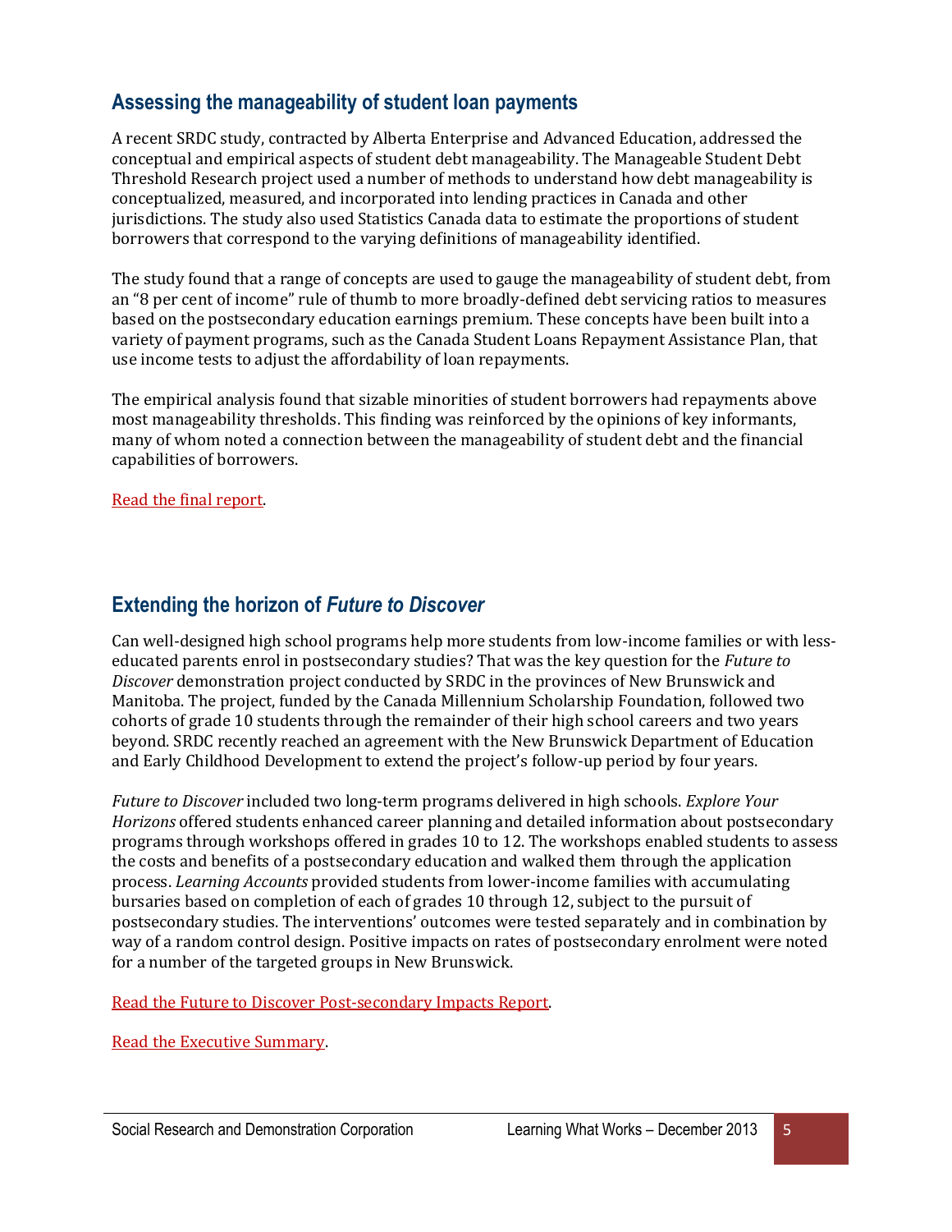## Assessing the manageability of student loan payments

A recent SRDC study, contracted by Alberta Enterprise and Advanced Education, addressed the conceptual and empirical aspects of student debt manageability. The Manageable Student Debt Threshold Research project used a number of methods to understand how debt manageability is conceptualized, measured, and incorporated into lending practices in Canada and other jurisdictions. The study also used Statistics Canada data to estimate the proportions of student borrowers that correspond to the varying definitions of manageability identified.

The study found that a range of concepts are used to gauge the manageability of student debt, from an "8 per cent of income" rule of thumb to more broadly-defined debt servicing ratios to measures based on the postsecondary education earnings premium. These concepts have been built into a variety of payment programs, such as the Canada Student Loans Repayment Assistance Plan, that use income tests to adjust the affordability of loan repayments.

The empirical analysis found that sizable minorities of student borrowers had repayments above most manageability thresholds. This finding was reinforced by the opinions of key informants, many of whom noted a connection between the manageability of student debt and the financial capabilities of borrowers.

Read the final report.

## Extending the horizon of *Future to Discover*

Can well-designed high school programs help more students from low-income families or with less-educated parents enrol in postsecondary studies? That was the key question for the *Future to Discover* demonstration project conducted by SRDC in the provinces of New Brunswick and Manitoba. The project, funded by the Canada Millennium Scholarship Foundation, followed two cohorts of grade 10 students through the remainder of their high school careers and two years beyond. SRDC recently reached an agreement with the New Brunswick Department of Education and Early Childhood Development to extend the project's follow-up period by four years.

*Future to Discover* included two long-term programs delivered in high schools. *Explore Your Horizons* offered students enhanced career planning and detailed information about postsecondary programs through workshops offered in grades 10 to 12. The workshops enabled students to assess the costs and benefits of a postsecondary education and walked them through the application process. *Learning Accounts* provided students from lower-income families with accumulating bursaries based on completion of each of grades 10 through 12, subject to the pursuit of postsecondary studies. The interventions' outcomes were tested separately and in combination by way of a random control design. Positive impacts on rates of postsecondary enrolment were noted for a number of the targeted groups in New Brunswick.

Read the Future to Discover Post-secondary Impacts Report.

Read the Executive Summary.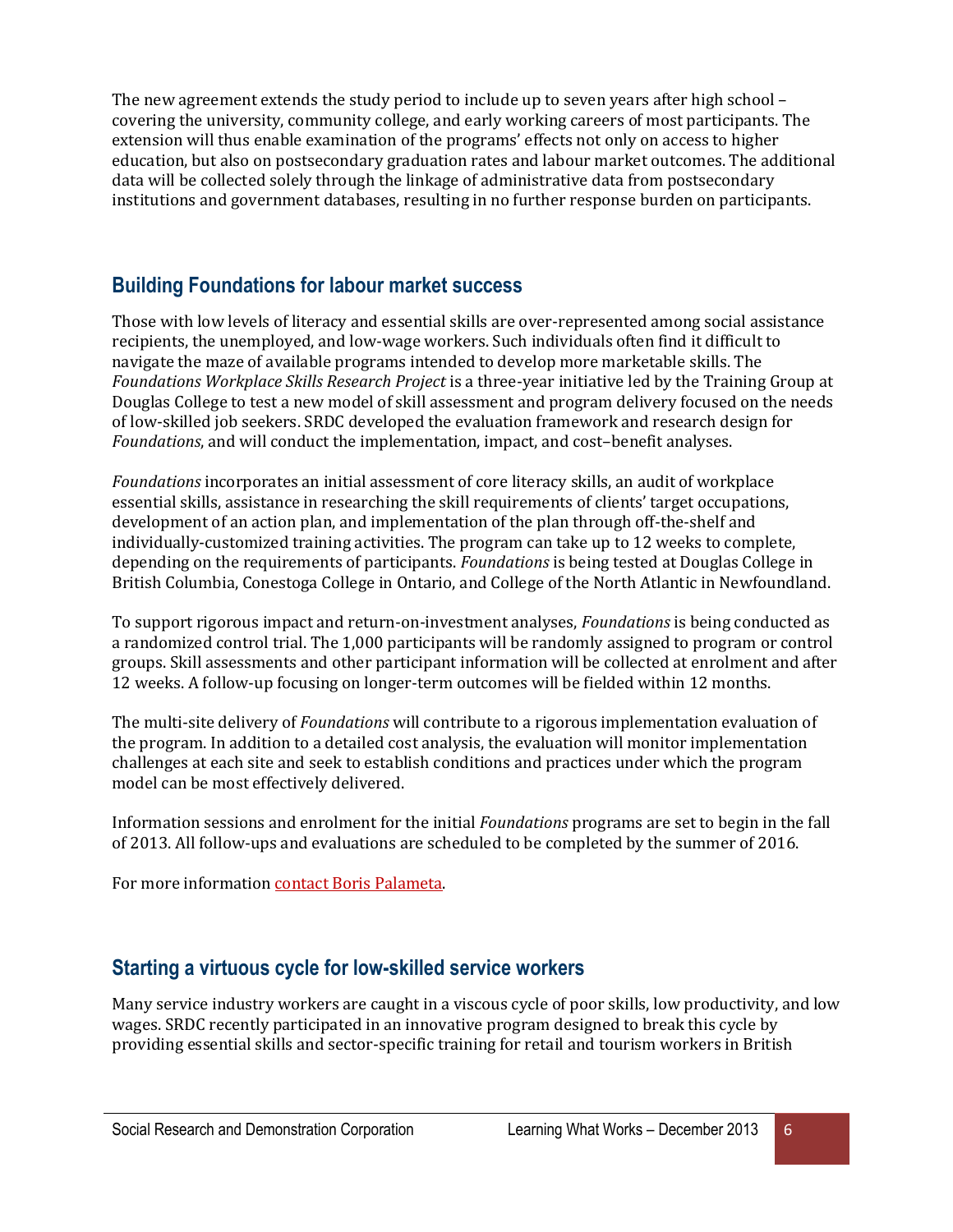The new agreement extends the study period to include up to seven years after high school – covering the university, community college, and early working careers of most participants. The extension will thus enable examination of the programs' effects not only on access to higher education, but also on postsecondary graduation rates and labour market outcomes. The additional data will be collected solely through the linkage of administrative data from postsecondary institutions and government databases, resulting in no further response burden on participants.

## Building Foundations for labour market success

Those with low levels of literacy and essential skills are over-represented among social assistance recipients, the unemployed, and low-wage workers. Such individuals often find it difficult to navigate the maze of available programs intended to develop more marketable skills. The *Foundations Workplace Skills Research Project* is a three-year initiative led by the Training Group at Douglas College to test a new model of skill assessment and program delivery focused on the needs of low-skilled job seekers. SRDC developed the evaluation framework and research design for *Foundations*, and will conduct the implementation, impact, and cost–benefit analyses.

*Foundations* incorporates an initial assessment of core literacy skills, an audit of workplace essential skills, assistance in researching the skill requirements of clients' target occupations, development of an action plan, and implementation of the plan through off-the-shelf and individually-customized training activities. The program can take up to 12 weeks to complete, depending on the requirements of participants. *Foundations* is being tested at Douglas College in British Columbia, Conestoga College in Ontario, and College of the North Atlantic in Newfoundland.

To support rigorous impact and return-on-investment analyses, *Foundations* is being conducted as a randomized control trial. The 1,000 participants will be randomly assigned to program or control groups. Skill assessments and other participant information will be collected at enrolment and after 12 weeks. A follow-up focusing on longer-term outcomes will be fielded within 12 months.

The multi-site delivery of *Foundations* will contribute to a rigorous implementation evaluation of the program. In addition to a detailed cost analysis, the evaluation will monitor implementation challenges at each site and seek to establish conditions and practices under which the program model can be most effectively delivered.

Information sessions and enrolment for the initial *Foundations* programs are set to begin in the fall of 2013. All follow-ups and evaluations are scheduled to be completed by the summer of 2016.

For more information contact Boris Palameta.

## Starting a virtuous cycle for low-skilled service workers

Many service industry workers are caught in a viscous cycle of poor skills, low productivity, and low wages. SRDC recently participated in an innovative program designed to break this cycle by providing essential skills and sector-specific training for retail and tourism workers in British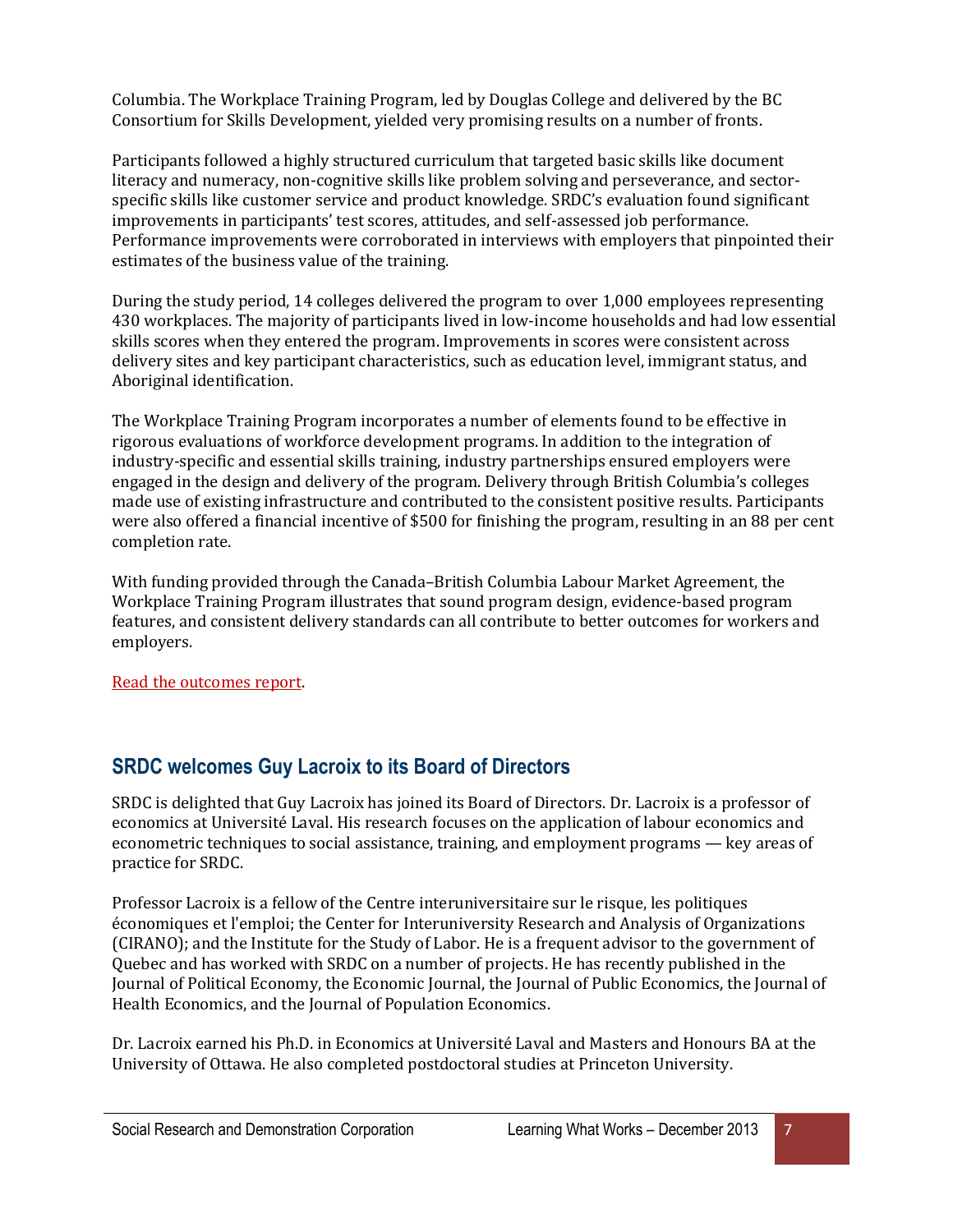Columbia. The Workplace Training Program, led by Douglas College and delivered by the BC Consortium for Skills Development, yielded very promising results on a number of fronts.

Participants followed a highly structured curriculum that targeted basic skills like document literacy and numeracy, non-cognitive skills like problem solving and perseverance, and sector-specific skills like customer service and product knowledge. SRDC's evaluation found significant improvements in participants' test scores, attitudes, and self-assessed job performance. Performance improvements were corroborated in interviews with employers that pinpointed their estimates of the business value of the training.

During the study period, 14 colleges delivered the program to over 1,000 employees representing 430 workplaces. The majority of participants lived in low-income households and had low essential skills scores when they entered the program. Improvements in scores were consistent across delivery sites and key participant characteristics, such as education level, immigrant status, and Aboriginal identification.

The Workplace Training Program incorporates a number of elements found to be effective in rigorous evaluations of workforce development programs. In addition to the integration of industry-specific and essential skills training, industry partnerships ensured employers were engaged in the design and delivery of the program. Delivery through British Columbia's colleges made use of existing infrastructure and contributed to the consistent positive results. Participants were also offered a financial incentive of $500 for finishing the program, resulting in an 88 per cent completion rate.

With funding provided through the Canada–British Columbia Labour Market Agreement, the Workplace Training Program illustrates that sound program design, evidence-based program features, and consistent delivery standards can all contribute to better outcomes for workers and employers.

Read the outcomes report.

## SRDC welcomes Guy Lacroix to its Board of Directors

SRDC is delighted that Guy Lacroix has joined its Board of Directors. Dr. Lacroix is a professor of economics at Université Laval. His research focuses on the application of labour economics and econometric techniques to social assistance, training, and employment programs — key areas of practice for SRDC.

Professor Lacroix is a fellow of the Centre interuniversitaire sur le risque, les politiques économiques et l'emploi; the Center for Interuniversity Research and Analysis of Organizations (CIRANO); and the Institute for the Study of Labor. He is a frequent advisor to the government of Quebec and has worked with SRDC on a number of projects. He has recently published in the Journal of Political Economy, the Economic Journal, the Journal of Public Economics, the Journal of Health Economics, and the Journal of Population Economics.

Dr. Lacroix earned his Ph.D. in Economics at Université Laval and Masters and Honours BA at the University of Ottawa. He also completed postdoctoral studies at Princeton University.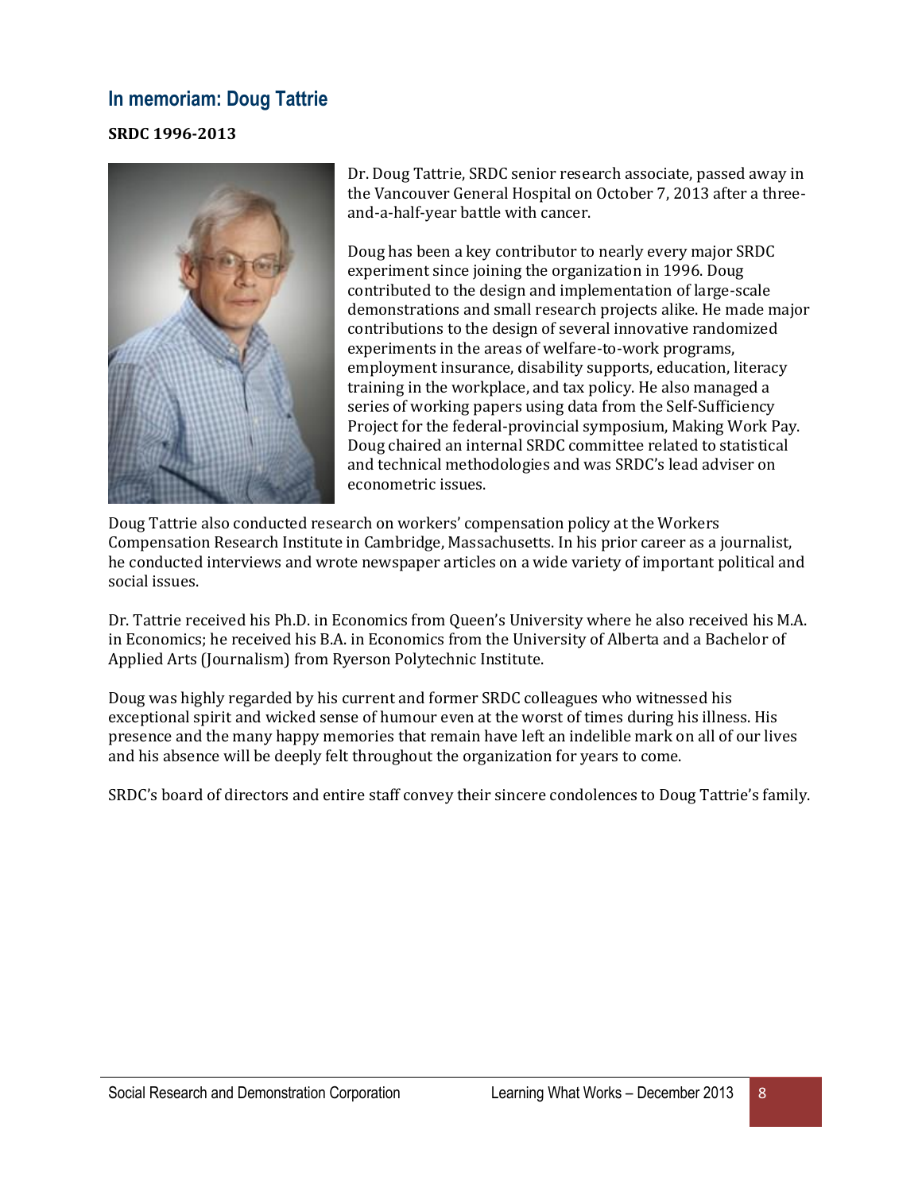## In memoriam: Doug Tattrie

**SRDC 1996-2013**

Dr. Doug Tattrie, SRDC senior research associate, passed away in the Vancouver General Hospital on October 7, 2013 after a three-and-a-half-year battle with cancer.

Doug has been a key contributor to nearly every major SRDC experiment since joining the organization in 1996. Doug contributed to the design and implementation of large-scale demonstrations and small research projects alike. He made major contributions to the design of several innovative randomized experiments in the areas of welfare-to-work programs, employment insurance, disability supports, education, literacy training in the workplace, and tax policy. He also managed a series of working papers using data from the Self-Sufficiency Project for the federal-provincial symposium, Making Work Pay. Doug chaired an internal SRDC committee related to statistical and technical methodologies and was SRDC's lead adviser on econometric issues.

Doug Tattrie also conducted research on workers' compensation policy at the Workers Compensation Research Institute in Cambridge, Massachusetts. In his prior career as a journalist, he conducted interviews and wrote newspaper articles on a wide variety of important political and social issues.

Dr. Tattrie received his Ph.D. in Economics from Queen's University where he also received his M.A. in Economics; he received his B.A. in Economics from the University of Alberta and a Bachelor of Applied Arts (Journalism) from Ryerson Polytechnic Institute.

Doug was highly regarded by his current and former SRDC colleagues who witnessed his exceptional spirit and wicked sense of humour even at the worst of times during his illness. His presence and the many happy memories that remain have left an indelible mark on all of our lives and his absence will be deeply felt throughout the organization for years to come.

SRDC's board of directors and entire staff convey their sincere condolences to Doug Tattrie's family.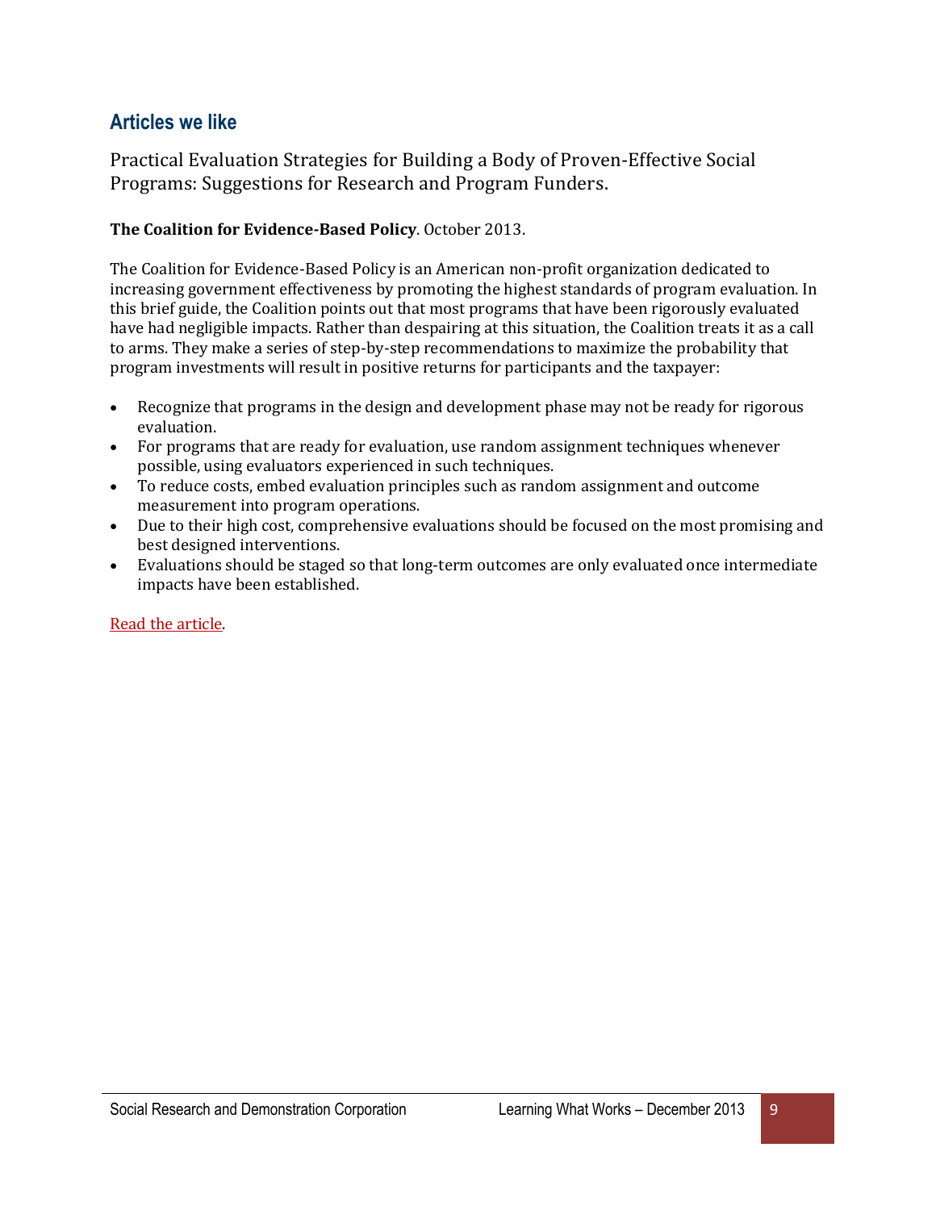## Articles we like

### Practical Evaluation Strategies for Building a Body of Proven-Effective Social Programs: Suggestions for Research and Program Funders.

**The Coalition for Evidence-Based Policy**. October 2013.

The Coalition for Evidence-Based Policy is an American non-profit organization dedicated to increasing government effectiveness by promoting the highest standards of program evaluation. In this brief guide, the Coalition points out that most programs that have been rigorously evaluated have had negligible impacts. Rather than despairing at this situation, the Coalition treats it as a call to arms. They make a series of step-by-step recommendations to maximize the probability that program investments will result in positive returns for participants and the taxpayer:

- Recognize that programs in the design and development phase may not be ready for rigorous evaluation.
- For programs that are ready for evaluation, use random assignment techniques whenever possible, using evaluators experienced in such techniques.
- To reduce costs, embed evaluation principles such as random assignment and outcome measurement into program operations.
- Due to their high cost, comprehensive evaluations should be focused on the most promising and best designed interventions.
- Evaluations should be staged so that long-term outcomes are only evaluated once intermediate impacts have been established.

Read the article.